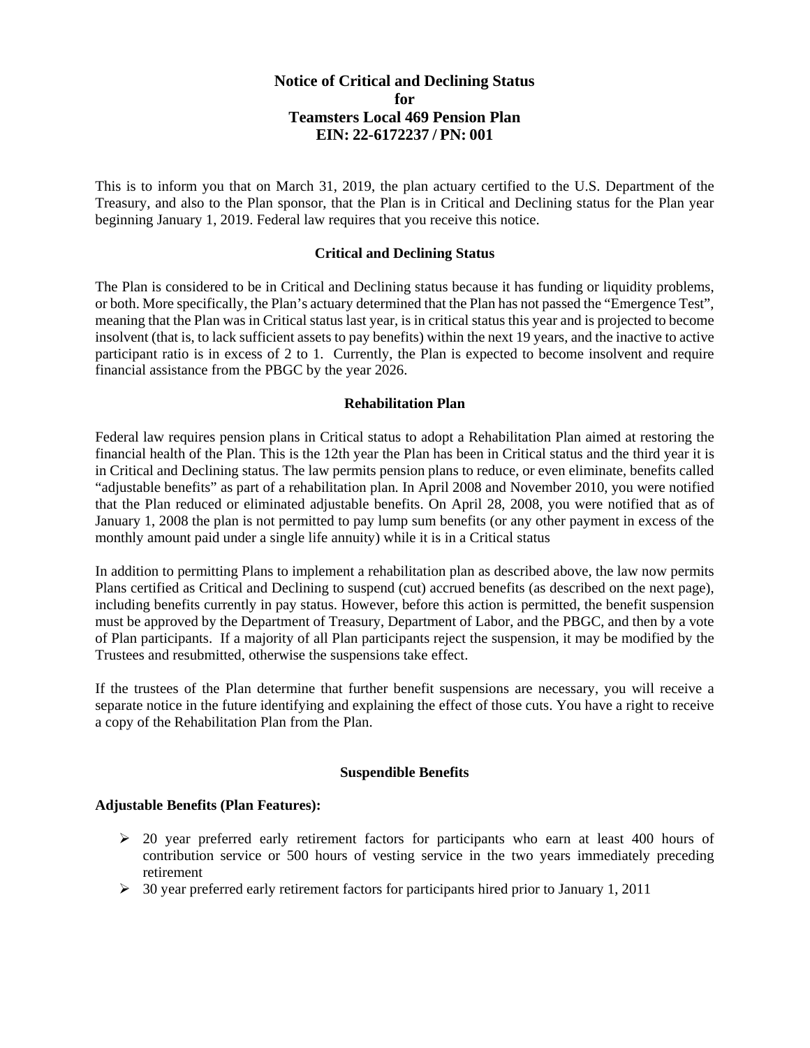# Notice of Critical and Declining Status for Teamsters Local 469 Pension Plan EIN: 22-6172237 / PN: 001

This is to inform you that on March 31, 2019, the plan actuary certified to the U.S. Department of the Treasury, and also to the Plan sponsor, that the Plan is in Critical and Declining status for the Plan year beginning January 1, 2019. Federal law requires that you receive this notice.

## Critical and Declining Status

The Plan is considered to be in Critical and Declining status because it has funding or liquidity problems, or both. More specifically, the Plan's actuary determined that the Plan has not passed the "Emergence Test", meaning that the Plan was in Critical status last year, is in critical status this year and is projected to become insolvent (that is, to lack sufficient assets to pay benefits) within the next 19 years, and the inactive to active participant ratio is in excess of 2 to 1. Currently, the Plan is expected to become insolvent and require financial assistance from the PBGC by the year 2026.

## Rehabilitation Plan

Federal law requires pension plans in Critical status to adopt a Rehabilitation Plan aimed at restoring the financial health of the Plan. This is the 12th year the Plan has been in Critical status and the third year it is in Critical and Declining status. The law permits pension plans to reduce, or even eliminate, benefits called "adjustable benefits" as part of a rehabilitation plan. In April 2008 and November 2010, you were notified that the Plan reduced or eliminated adjustable benefits. On April 28, 2008, you were notified that as of January 1, 2008 the plan is not permitted to pay lump sum benefits (or any other payment in excess of the monthly amount paid under a single life annuity) while it is in a Critical status

In addition to permitting Plans to implement a rehabilitation plan as described above, the law now permits Plans certified as Critical and Declining to suspend (cut) accrued benefits (as described on the next page), including benefits currently in pay status. However, before this action is permitted, the benefit suspension must be approved by the Department of Treasury, Department of Labor, and the PBGC, and then by a vote of Plan participants. If a majority of all Plan participants reject the suspension, it may be modified by the Trustees and resubmitted, otherwise the suspensions take effect.

If the trustees of the Plan determine that further benefit suspensions are necessary, you will receive a separate notice in the future identifying and explaining the effect of those cuts. You have a right to receive a copy of the Rehabilitation Plan from the Plan.

## Suspendible Benefits

**Adjustable Benefits (Plan Features):**

- 20 year preferred early retirement factors for participants who earn at least 400 hours of contribution service or 500 hours of vesting service in the two years immediately preceding retirement
- 30 year preferred early retirement factors for participants hired prior to January 1, 2011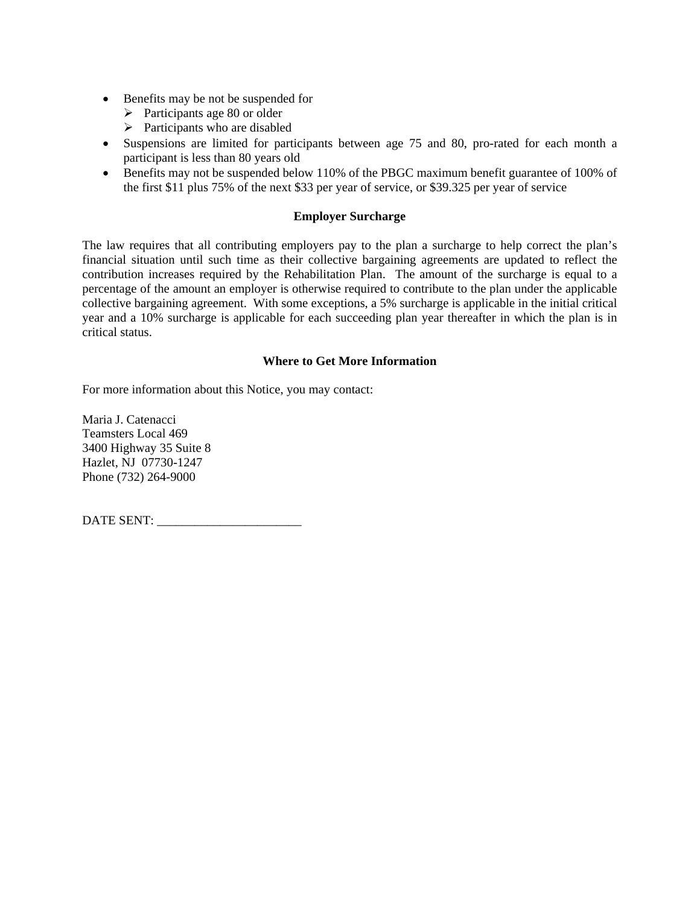- Benefits may be not be suspended for
  - Participants age 80 or older
  - Participants who are disabled
- Suspensions are limited for participants between age 75 and 80, pro-rated for each month a participant is less than 80 years old
- Benefits may not be suspended below 110% of the PBGC maximum benefit guarantee of 100% of the first $11 plus 75% of the next $33 per year of service, or $39.325 per year of service

**Employer Surcharge**

The law requires that all contributing employers pay to the plan a surcharge to help correct the plan's financial situation until such time as their collective bargaining agreements are updated to reflect the contribution increases required by the Rehabilitation Plan. The amount of the surcharge is equal to a percentage of the amount an employer is otherwise required to contribute to the plan under the applicable collective bargaining agreement. With some exceptions, a 5% surcharge is applicable in the initial critical year and a 10% surcharge is applicable for each succeeding plan year thereafter in which the plan is in critical status.

**Where to Get More Information**

For more information about this Notice, you may contact:

Maria J. Catenacci
Teamsters Local 469
3400 Highway 35 Suite 8
Hazlet, NJ 07730-1247
Phone (732) 264-9000

DATE SENT: _______________________